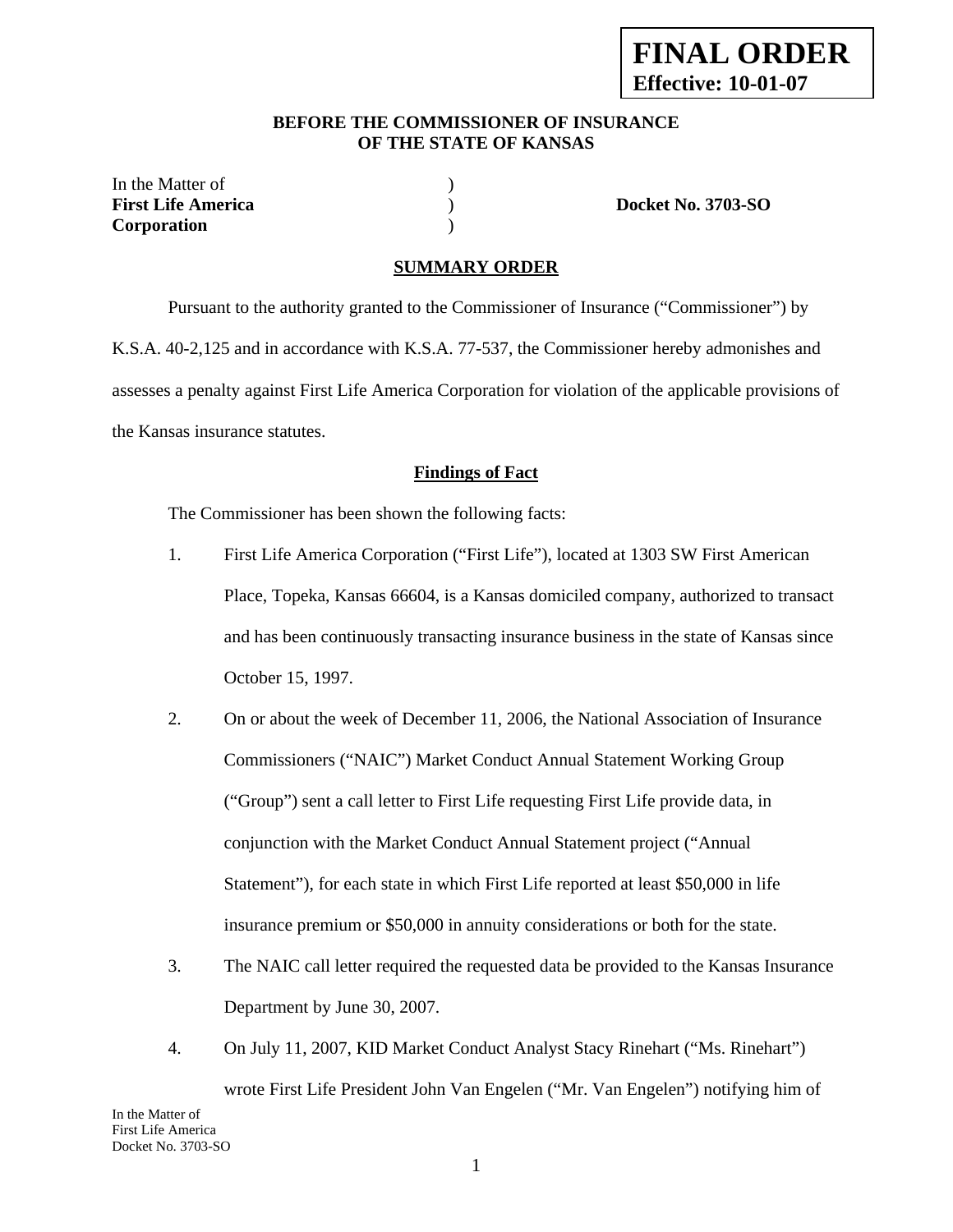**FINAL ORDER**
**Effective: 10-01-07**

**BEFORE THE COMMISSIONER OF INSURANCE**
**OF THE STATE OF KANSAS**

| | | |
|---|---|---|
| In the Matter of | ) | |
| **First Life America** | ) | **Docket No. 3703-SO** |
| **Corporation** | ) | |

## SUMMARY ORDER

Pursuant to the authority granted to the Commissioner of Insurance ("Commissioner") by K.S.A. 40-2,125 and in accordance with K.S.A. 77-537, the Commissioner hereby admonishes and assesses a penalty against First Life America Corporation for violation of the applicable provisions of the Kansas insurance statutes.

### Findings of Fact

The Commissioner has been shown the following facts:

1. First Life America Corporation ("First Life"), located at 1303 SW First American Place, Topeka, Kansas 66604, is a Kansas domiciled company, authorized to transact and has been continuously transacting insurance business in the state of Kansas since October 15, 1997.

2. On or about the week of December 11, 2006, the National Association of Insurance Commissioners ("NAIC") Market Conduct Annual Statement Working Group ("Group") sent a call letter to First Life requesting First Life provide data, in conjunction with the Market Conduct Annual Statement project ("Annual Statement"), for each state in which First Life reported at least $50,000 in life insurance premium or $50,000 in annuity considerations or both for the state.

3. The NAIC call letter required the requested data be provided to the Kansas Insurance Department by June 30, 2007.

4. On July 11, 2007, KID Market Conduct Analyst Stacy Rinehart ("Ms. Rinehart") wrote First Life President John Van Engelen ("Mr. Van Engelen") notifying him of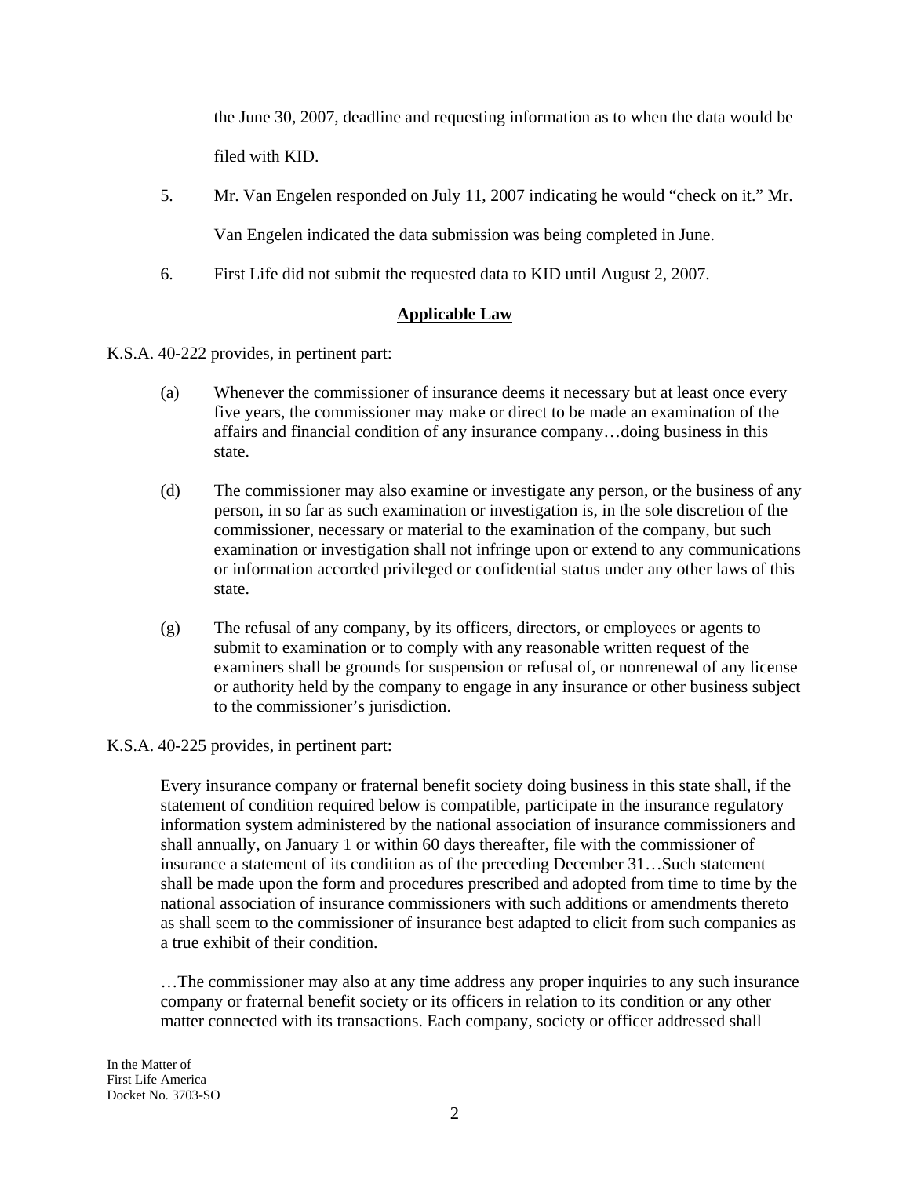the June 30, 2007, deadline and requesting information as to when the data would be filed with KID.

5. Mr. Van Engelen responded on July 11, 2007 indicating he would "check on it." Mr. Van Engelen indicated the data submission was being completed in June.

6. First Life did not submit the requested data to KID until August 2, 2007.

## Applicable Law

K.S.A. 40-222 provides, in pertinent part:

> (a) Whenever the commissioner of insurance deems it necessary but at least once every five years, the commissioner may make or direct to be made an examination of the affairs and financial condition of any insurance company…doing business in this state.
>
> (d) The commissioner may also examine or investigate any person, or the business of any person, in so far as such examination or investigation is, in the sole discretion of the commissioner, necessary or material to the examination of the company, but such examination or investigation shall not infringe upon or extend to any communications or information accorded privileged or confidential status under any other laws of this state.
>
> (g) The refusal of any company, by its officers, directors, or employees or agents to submit to examination or to comply with any reasonable written request of the examiners shall be grounds for suspension or refusal of, or nonrenewal of any license or authority held by the company to engage in any insurance or other business subject to the commissioner's jurisdiction.

K.S.A. 40-225 provides, in pertinent part:

> Every insurance company or fraternal benefit society doing business in this state shall, if the statement of condition required below is compatible, participate in the insurance regulatory information system administered by the national association of insurance commissioners and shall annually, on January 1 or within 60 days thereafter, file with the commissioner of insurance a statement of its condition as of the preceding December 31…Such statement shall be made upon the form and procedures prescribed and adopted from time to time by the national association of insurance commissioners with such additions or amendments thereto as shall seem to the commissioner of insurance best adapted to elicit from such companies as a true exhibit of their condition.
>
> …The commissioner may also at any time address any proper inquiries to any such insurance company or fraternal benefit society or its officers in relation to its condition or any other matter connected with its transactions. Each company, society or officer addressed shall

In the Matter of
First Life America
Docket No. 3703-SO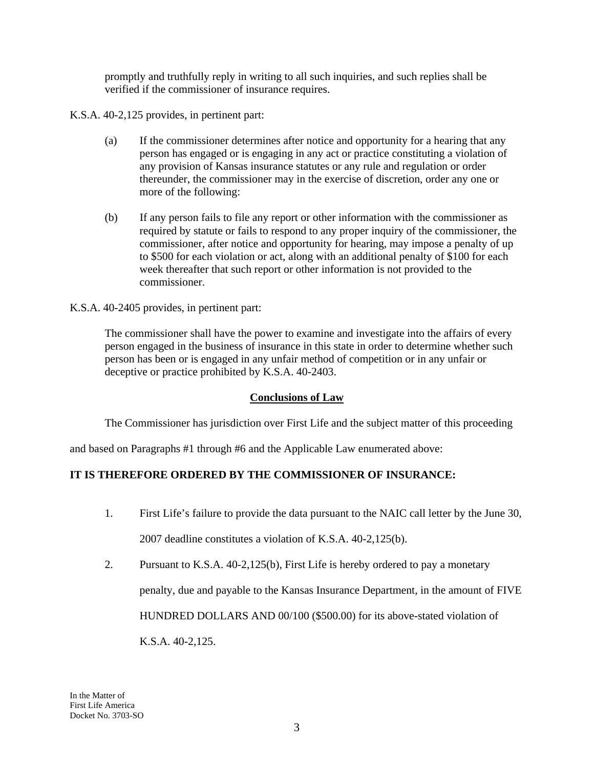promptly and truthfully reply in writing to all such inquiries, and such replies shall be verified if the commissioner of insurance requires.

K.S.A. 40-2,125 provides, in pertinent part:

> (a) If the commissioner determines after notice and opportunity for a hearing that any person has engaged or is engaging in any act or practice constituting a violation of any provision of Kansas insurance statutes or any rule and regulation or order thereunder, the commissioner may in the exercise of discretion, order any one or more of the following:
>
> (b) If any person fails to file any report or other information with the commissioner as required by statute or fails to respond to any proper inquiry of the commissioner, the commissioner, after notice and opportunity for hearing, may impose a penalty of up to $500 for each violation or act, along with an additional penalty of $100 for each week thereafter that such report or other information is not provided to the commissioner.

K.S.A. 40-2405 provides, in pertinent part:

> The commissioner shall have the power to examine and investigate into the affairs of every person engaged in the business of insurance in this state in order to determine whether such person has been or is engaged in any unfair method of competition or in any unfair or deceptive or practice prohibited by K.S.A. 40-2403.

## Conclusions of Law

The Commissioner has jurisdiction over First Life and the subject matter of this proceeding and based on Paragraphs #1 through #6 and the Applicable Law enumerated above:

**IT IS THEREFORE ORDERED BY THE COMMISSIONER OF INSURANCE:**

1. First Life's failure to provide the data pursuant to the NAIC call letter by the June 30, 2007 deadline constitutes a violation of K.S.A. 40-2,125(b).

2. Pursuant to K.S.A. 40-2,125(b), First Life is hereby ordered to pay a monetary penalty, due and payable to the Kansas Insurance Department, in the amount of FIVE HUNDRED DOLLARS AND 00/100 ($500.00) for its above-stated violation of K.S.A. 40-2,125.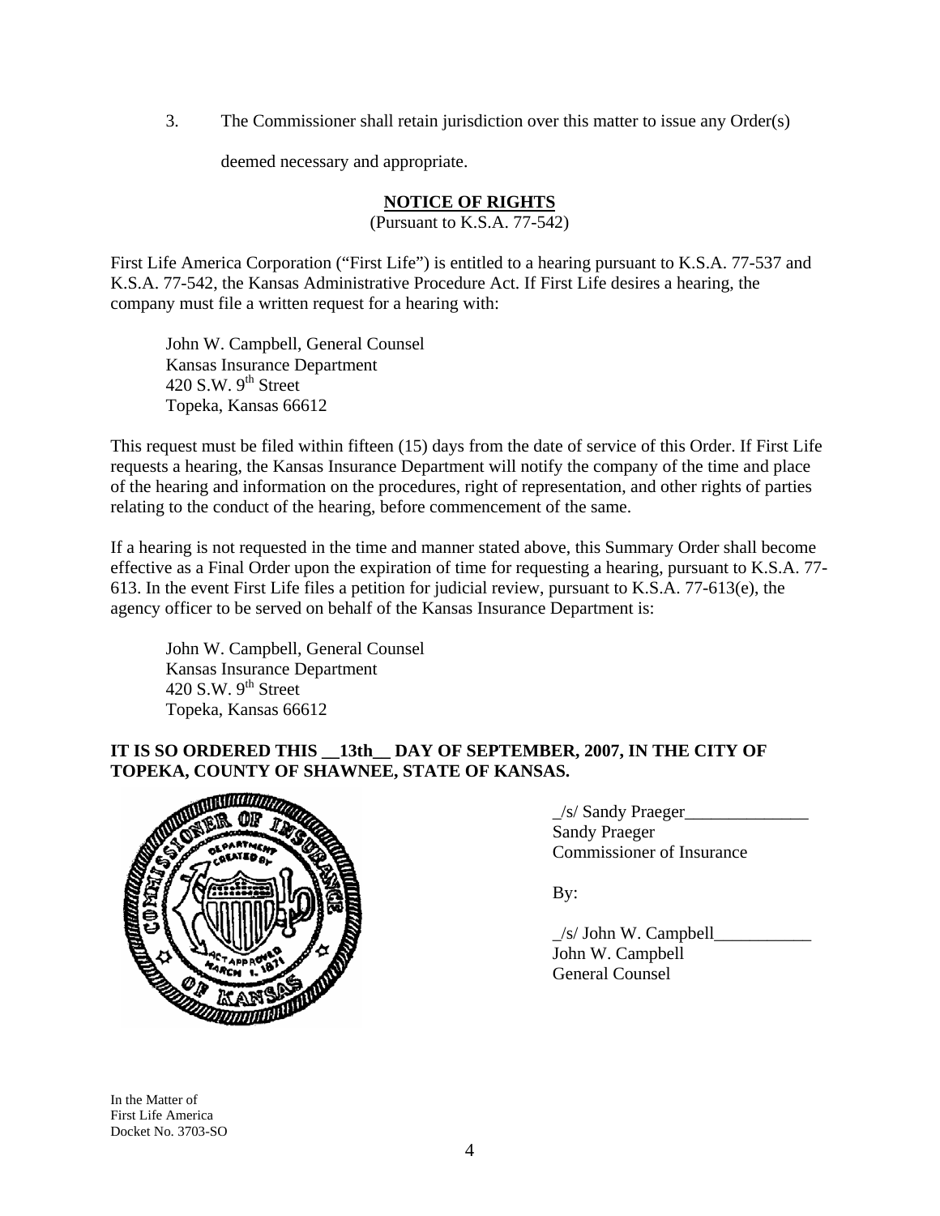3. The Commissioner shall retain jurisdiction over this matter to issue any Order(s) deemed necessary and appropriate.

## NOTICE OF RIGHTS

(Pursuant to K.S.A. 77-542)

First Life America Corporation ("First Life") is entitled to a hearing pursuant to K.S.A. 77-537 and K.S.A. 77-542, the Kansas Administrative Procedure Act. If First Life desires a hearing, the company must file a written request for a hearing with:

John W. Campbell, General Counsel
Kansas Insurance Department
420 S.W. 9th Street
Topeka, Kansas 66612

This request must be filed within fifteen (15) days from the date of service of this Order. If First Life requests a hearing, the Kansas Insurance Department will notify the company of the time and place of the hearing and information on the procedures, right of representation, and other rights of parties relating to the conduct of the hearing, before commencement of the same.

If a hearing is not requested in the time and manner stated above, this Summary Order shall become effective as a Final Order upon the expiration of time for requesting a hearing, pursuant to K.S.A. 77-613. In the event First Life files a petition for judicial review, pursuant to K.S.A. 77-613(e), the agency officer to be served on behalf of the Kansas Insurance Department is:

John W. Campbell, General Counsel
Kansas Insurance Department
420 S.W. 9th Street
Topeka, Kansas 66612

**IT IS SO ORDERED THIS __13th__ DAY OF SEPTEMBER, 2007, IN THE CITY OF TOPEKA, COUNTY OF SHAWNEE, STATE OF KANSAS.**

_/s/ Sandy Praeger______________
Sandy Praeger
Commissioner of Insurance

By:

_/s/ John W. Campbell___________
John W. Campbell
General Counsel

In the Matter of
First Life America
Docket No. 3703-SO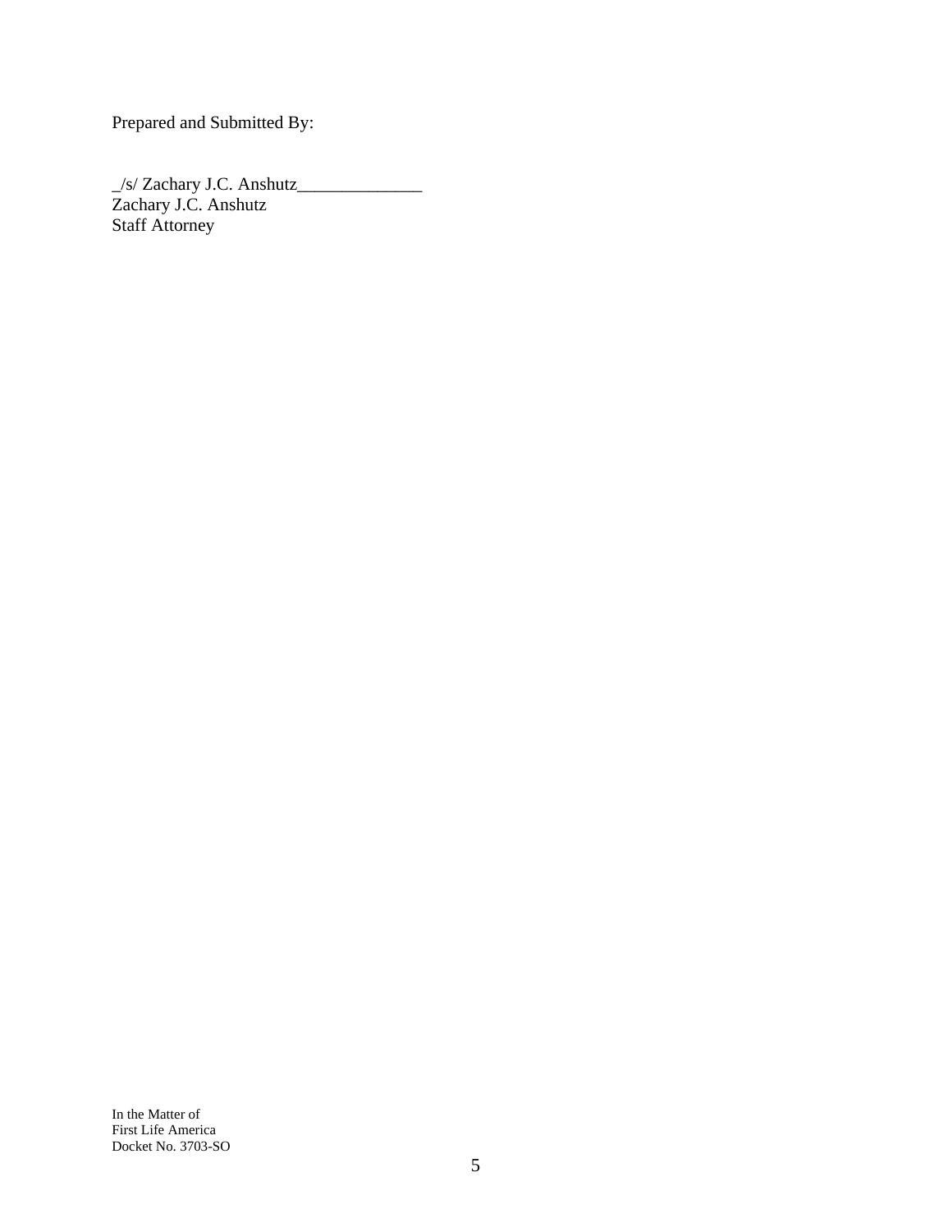Prepared and Submitted By:

_/s/ Zachary J.C. Anshutz______________
Zachary J.C. Anshutz
Staff Attorney

In the Matter of
First Life America
Docket No. 3703-SO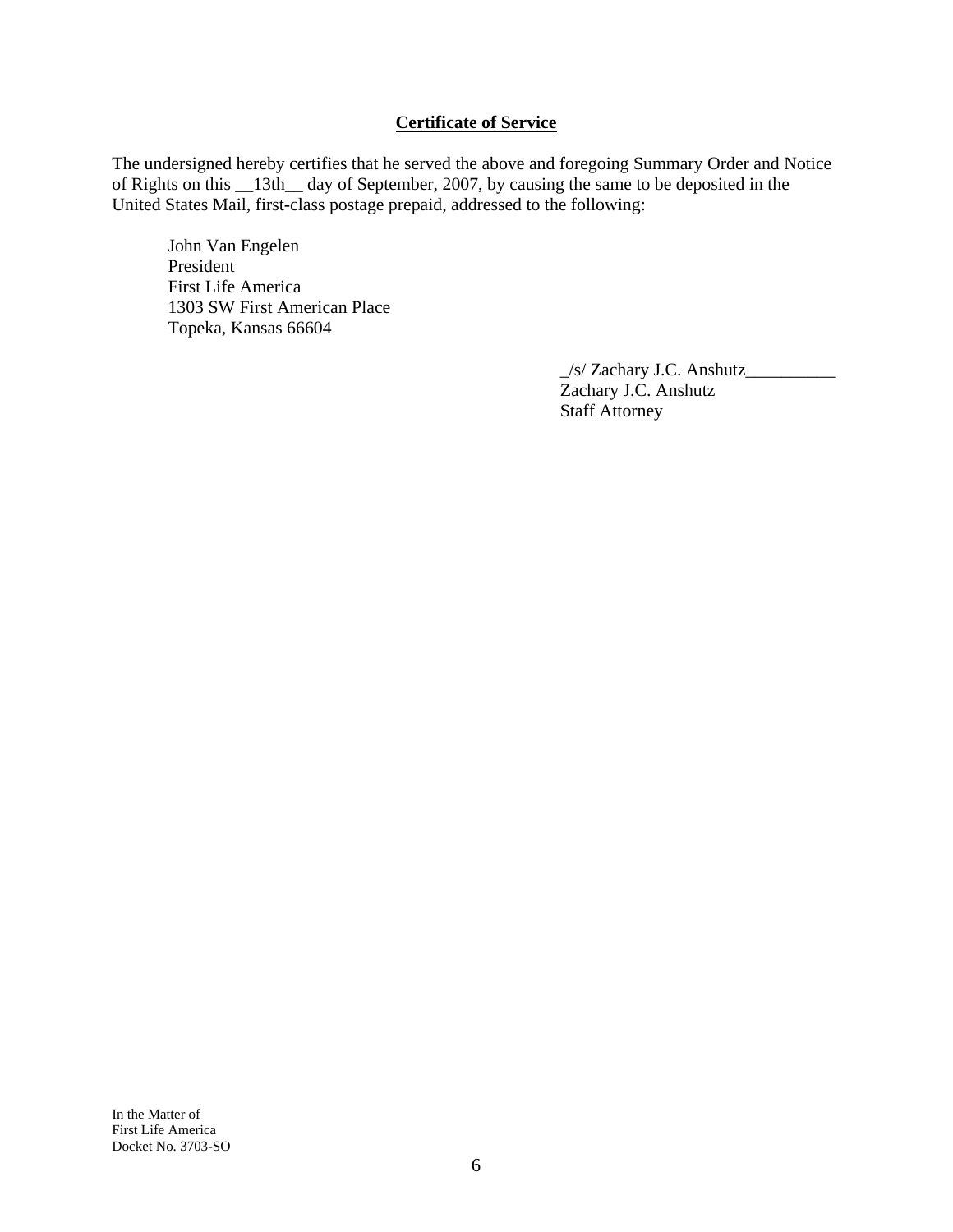## Certificate of Service

The undersigned hereby certifies that he served the above and foregoing Summary Order and Notice of Rights on this __13th__ day of September, 2007, by causing the same to be deposited in the United States Mail, first-class postage prepaid, addressed to the following:

John Van Engelen
President
First Life America
1303 SW First American Place
Topeka, Kansas 66604

_/s/ Zachary J.C. Anshutz__________
Zachary J.C. Anshutz
Staff Attorney